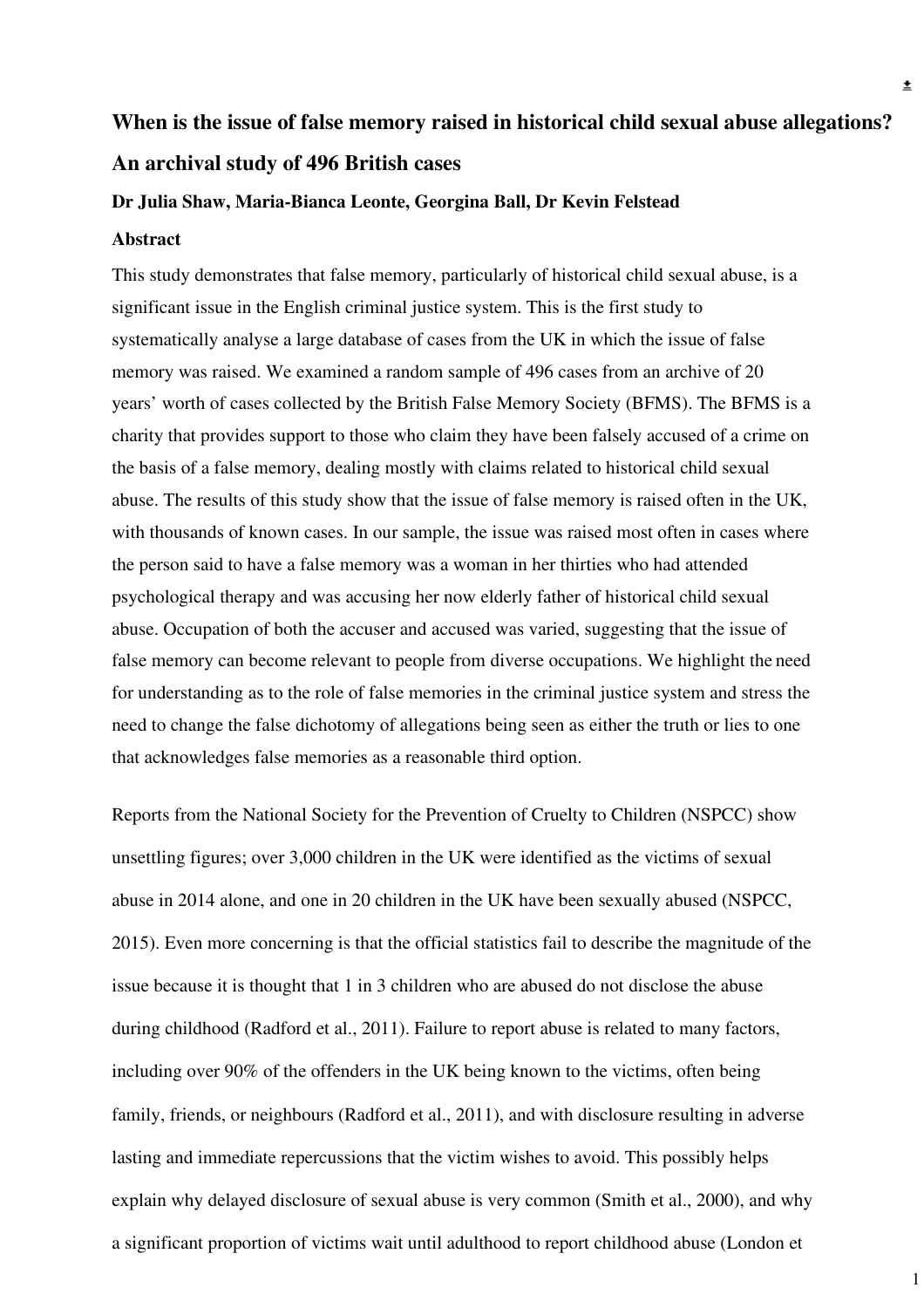# When is the issue of false memory raised in historical child sexual abuse allegations? An archival study of 496 British cases

**Dr Julia Shaw, Maria-Bianca Leonte, Georgina Ball, Dr Kevin Felstead**

## Abstract

This study demonstrates that false memory, particularly of historical child sexual abuse, is a significant issue in the English criminal justice system. This is the first study to systematically analyse a large database of cases from the UK in which the issue of false memory was raised. We examined a random sample of 496 cases from an archive of 20 years' worth of cases collected by the British False Memory Society (BFMS). The BFMS is a charity that provides support to those who claim they have been falsely accused of a crime on the basis of a false memory, dealing mostly with claims related to historical child sexual abuse. The results of this study show that the issue of false memory is raised often in the UK, with thousands of known cases. In our sample, the issue was raised most often in cases where the person said to have a false memory was a woman in her thirties who had attended psychological therapy and was accusing her now elderly father of historical child sexual abuse. Occupation of both the accuser and accused was varied, suggesting that the issue of false memory can become relevant to people from diverse occupations. We highlight the need for understanding as to the role of false memories in the criminal justice system and stress the need to change the false dichotomy of allegations being seen as either the truth or lies to one that acknowledges false memories as a reasonable third option.

Reports from the National Society for the Prevention of Cruelty to Children (NSPCC) show unsettling figures; over 3,000 children in the UK were identified as the victims of sexual abuse in 2014 alone, and one in 20 children in the UK have been sexually abused (NSPCC, 2015). Even more concerning is that the official statistics fail to describe the magnitude of the issue because it is thought that 1 in 3 children who are abused do not disclose the abuse during childhood (Radford et al., 2011). Failure to report abuse is related to many factors, including over 90% of the offenders in the UK being known to the victims, often being family, friends, or neighbours (Radford et al., 2011), and with disclosure resulting in adverse lasting and immediate repercussions that the victim wishes to avoid. This possibly helps explain why delayed disclosure of sexual abuse is very common (Smith et al., 2000), and why a significant proportion of victims wait until adulthood to report childhood abuse (London et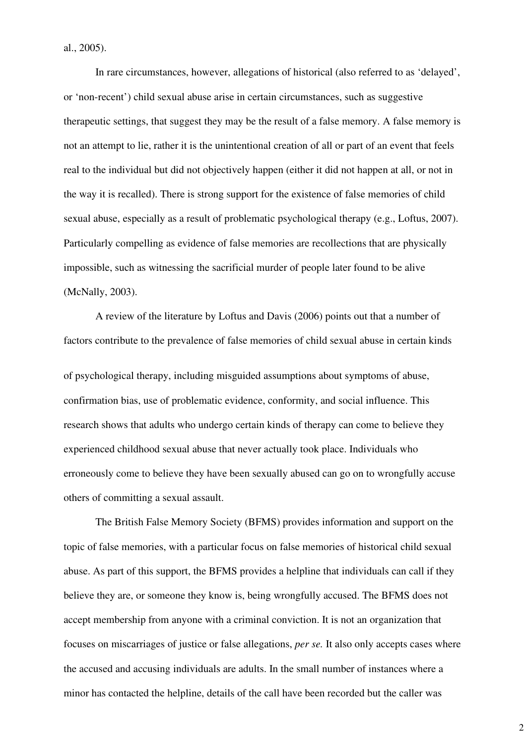al., 2005).

In rare circumstances, however, allegations of historical (also referred to as 'delayed', or 'non-recent') child sexual abuse arise in certain circumstances, such as suggestive therapeutic settings, that suggest they may be the result of a false memory. A false memory is not an attempt to lie, rather it is the unintentional creation of all or part of an event that feels real to the individual but did not objectively happen (either it did not happen at all, or not in the way it is recalled). There is strong support for the existence of false memories of child sexual abuse, especially as a result of problematic psychological therapy (e.g., Loftus, 2007). Particularly compelling as evidence of false memories are recollections that are physically impossible, such as witnessing the sacrificial murder of people later found to be alive (McNally, 2003).

A review of the literature by Loftus and Davis (2006) points out that a number of factors contribute to the prevalence of false memories of child sexual abuse in certain kinds of psychological therapy, including misguided assumptions about symptoms of abuse, confirmation bias, use of problematic evidence, conformity, and social influence. This research shows that adults who undergo certain kinds of therapy can come to believe they experienced childhood sexual abuse that never actually took place. Individuals who erroneously come to believe they have been sexually abused can go on to wrongfully accuse others of committing a sexual assault.

The British False Memory Society (BFMS) provides information and support on the topic of false memories, with a particular focus on false memories of historical child sexual abuse. As part of this support, the BFMS provides a helpline that individuals can call if they believe they are, or someone they know is, being wrongfully accused. The BFMS does not accept membership from anyone with a criminal conviction. It is not an organization that focuses on miscarriages of justice or false allegations, *per se.* It also only accepts cases where the accused and accusing individuals are adults. In the small number of instances where a minor has contacted the helpline, details of the call have been recorded but the caller was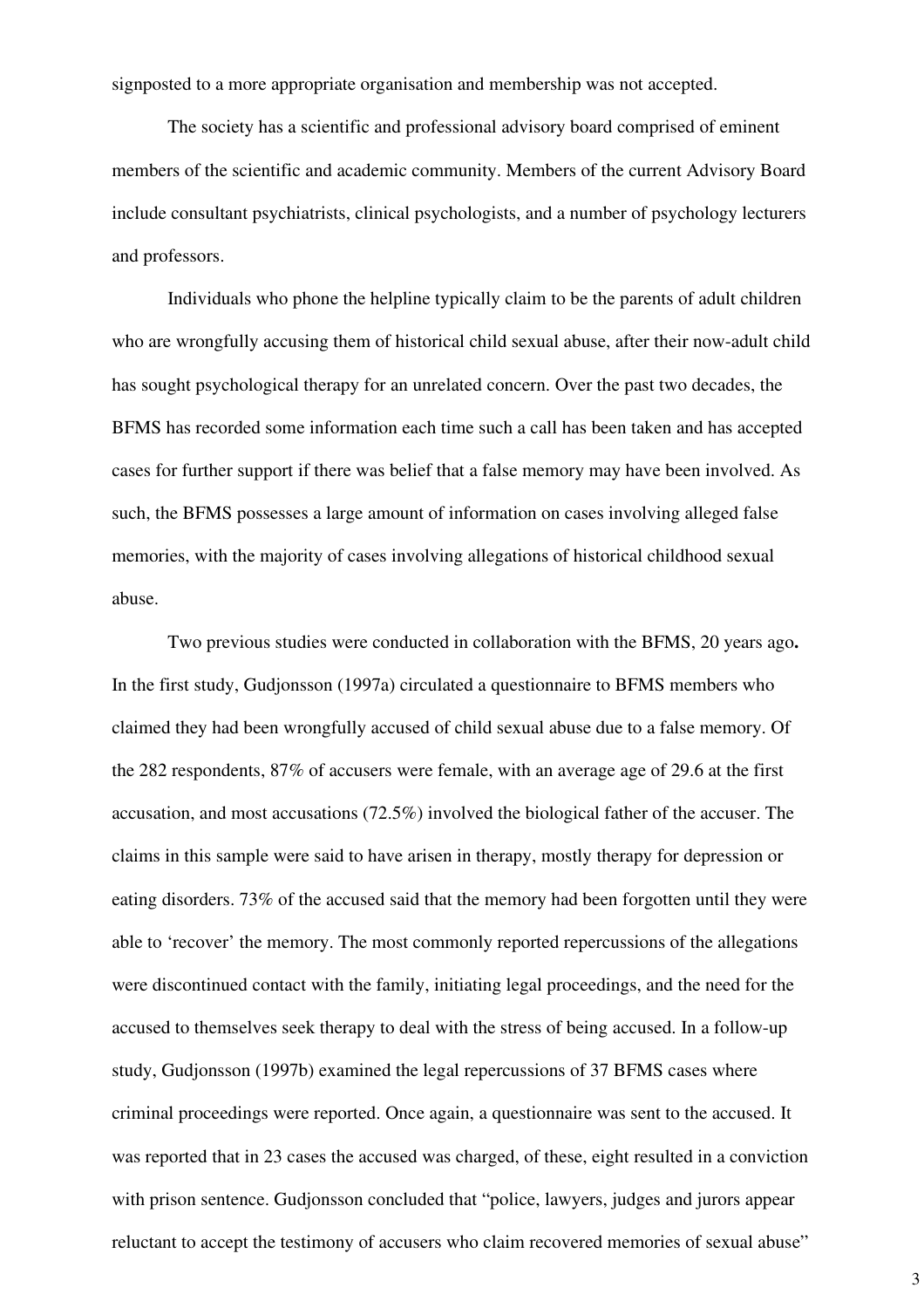signposted to a more appropriate organisation and membership was not accepted.

The society has a scientific and professional advisory board comprised of eminent members of the scientific and academic community. Members of the current Advisory Board include consultant psychiatrists, clinical psychologists, and a number of psychology lecturers and professors.

Individuals who phone the helpline typically claim to be the parents of adult children who are wrongfully accusing them of historical child sexual abuse, after their now-adult child has sought psychological therapy for an unrelated concern. Over the past two decades, the BFMS has recorded some information each time such a call has been taken and has accepted cases for further support if there was belief that a false memory may have been involved. As such, the BFMS possesses a large amount of information on cases involving alleged false memories, with the majority of cases involving allegations of historical childhood sexual abuse.

Two previous studies were conducted in collaboration with the BFMS, 20 years ago**.** In the first study, Gudjonsson (1997a) circulated a questionnaire to BFMS members who claimed they had been wrongfully accused of child sexual abuse due to a false memory. Of the 282 respondents, 87% of accusers were female, with an average age of 29.6 at the first accusation, and most accusations (72.5%) involved the biological father of the accuser. The claims in this sample were said to have arisen in therapy, mostly therapy for depression or eating disorders. 73% of the accused said that the memory had been forgotten until they were able to 'recover' the memory. The most commonly reported repercussions of the allegations were discontinued contact with the family, initiating legal proceedings, and the need for the accused to themselves seek therapy to deal with the stress of being accused. In a follow-up study, Gudjonsson (1997b) examined the legal repercussions of 37 BFMS cases where criminal proceedings were reported. Once again, a questionnaire was sent to the accused. It was reported that in 23 cases the accused was charged, of these, eight resulted in a conviction with prison sentence. Gudjonsson concluded that "police, lawyers, judges and jurors appear reluctant to accept the testimony of accusers who claim recovered memories of sexual abuse"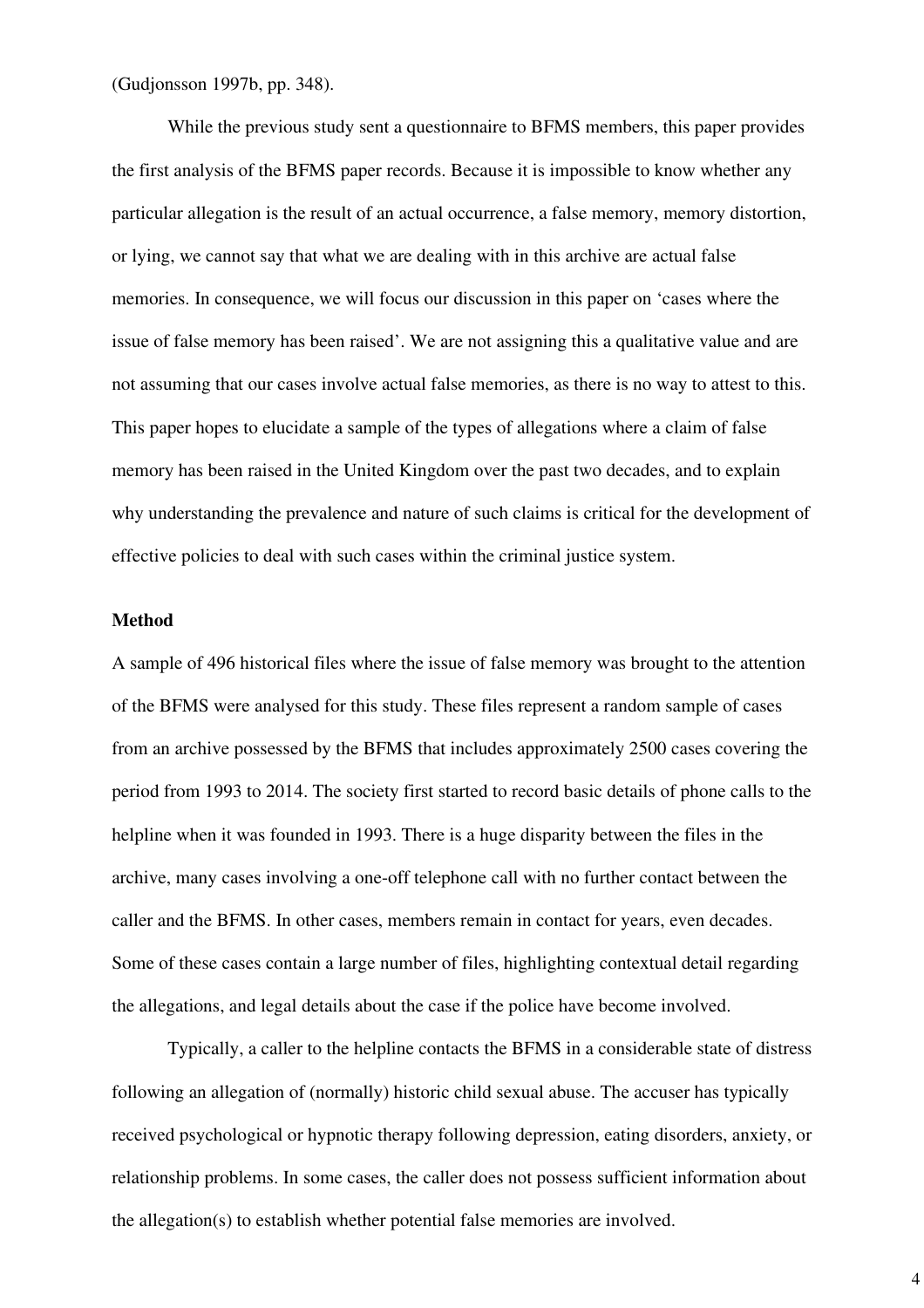(Gudjonsson 1997b, pp. 348).

While the previous study sent a questionnaire to BFMS members, this paper provides the first analysis of the BFMS paper records. Because it is impossible to know whether any particular allegation is the result of an actual occurrence, a false memory, memory distortion, or lying, we cannot say that what we are dealing with in this archive are actual false memories. In consequence, we will focus our discussion in this paper on 'cases where the issue of false memory has been raised'. We are not assigning this a qualitative value and are not assuming that our cases involve actual false memories, as there is no way to attest to this. This paper hopes to elucidate a sample of the types of allegations where a claim of false memory has been raised in the United Kingdom over the past two decades, and to explain why understanding the prevalence and nature of such claims is critical for the development of effective policies to deal with such cases within the criminal justice system.

**Method**

A sample of 496 historical files where the issue of false memory was brought to the attention of the BFMS were analysed for this study. These files represent a random sample of cases from an archive possessed by the BFMS that includes approximately 2500 cases covering the period from 1993 to 2014. The society first started to record basic details of phone calls to the helpline when it was founded in 1993. There is a huge disparity between the files in the archive, many cases involving a one-off telephone call with no further contact between the caller and the BFMS. In other cases, members remain in contact for years, even decades. Some of these cases contain a large number of files, highlighting contextual detail regarding the allegations, and legal details about the case if the police have become involved.

Typically, a caller to the helpline contacts the BFMS in a considerable state of distress following an allegation of (normally) historic child sexual abuse. The accuser has typically received psychological or hypnotic therapy following depression, eating disorders, anxiety, or relationship problems. In some cases, the caller does not possess sufficient information about the allegation(s) to establish whether potential false memories are involved.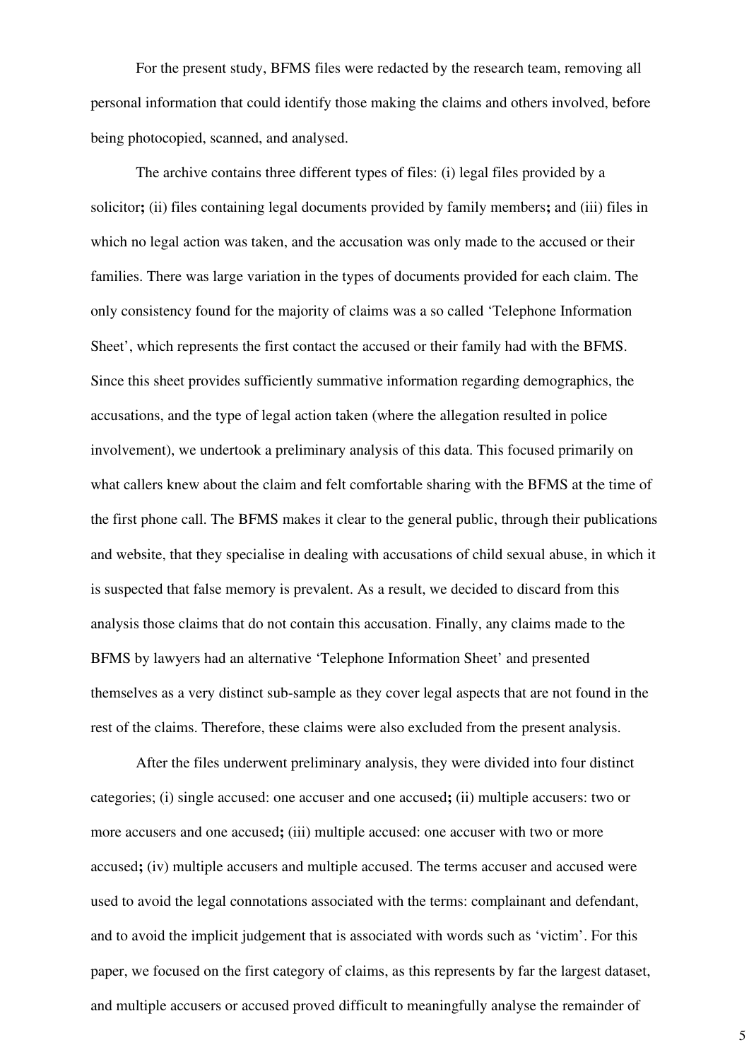For the present study, BFMS files were redacted by the research team, removing all personal information that could identify those making the claims and others involved, before being photocopied, scanned, and analysed.

The archive contains three different types of files: (i) legal files provided by a solicitor**;** (ii) files containing legal documents provided by family members**;** and (iii) files in which no legal action was taken, and the accusation was only made to the accused or their families. There was large variation in the types of documents provided for each claim. The only consistency found for the majority of claims was a so called 'Telephone Information Sheet', which represents the first contact the accused or their family had with the BFMS. Since this sheet provides sufficiently summative information regarding demographics, the accusations, and the type of legal action taken (where the allegation resulted in police involvement), we undertook a preliminary analysis of this data. This focused primarily on what callers knew about the claim and felt comfortable sharing with the BFMS at the time of the first phone call. The BFMS makes it clear to the general public, through their publications and website, that they specialise in dealing with accusations of child sexual abuse, in which it is suspected that false memory is prevalent. As a result, we decided to discard from this analysis those claims that do not contain this accusation. Finally, any claims made to the BFMS by lawyers had an alternative 'Telephone Information Sheet' and presented themselves as a very distinct sub-sample as they cover legal aspects that are not found in the rest of the claims. Therefore, these claims were also excluded from the present analysis.

After the files underwent preliminary analysis, they were divided into four distinct categories; (i) single accused: one accuser and one accused**;** (ii) multiple accusers: two or more accusers and one accused**;** (iii) multiple accused: one accuser with two or more accused**;** (iv) multiple accusers and multiple accused. The terms accuser and accused were used to avoid the legal connotations associated with the terms: complainant and defendant, and to avoid the implicit judgement that is associated with words such as 'victim'. For this paper, we focused on the first category of claims, as this represents by far the largest dataset, and multiple accusers or accused proved difficult to meaningfully analyse the remainder of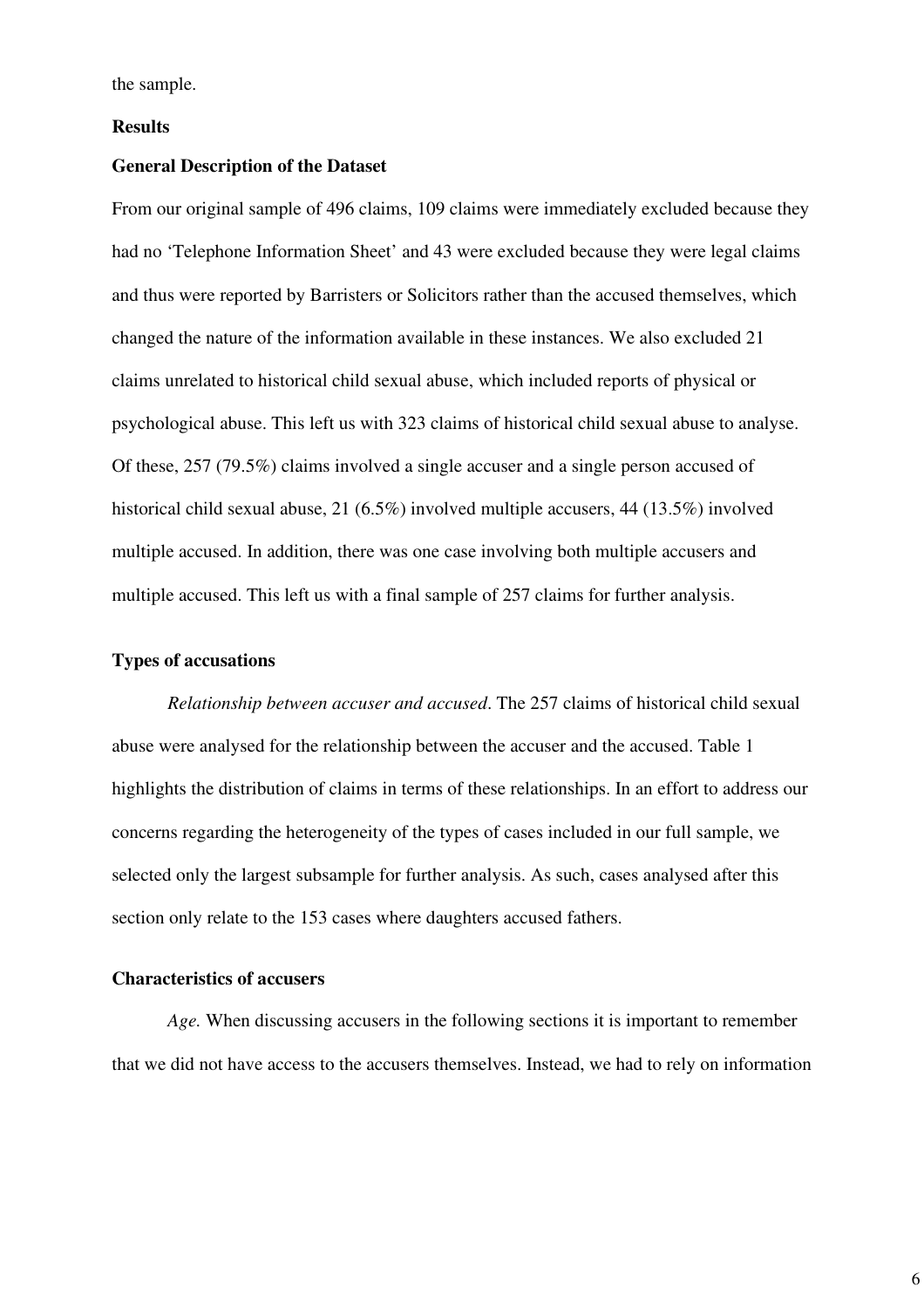the sample.

## Results

### General Description of the Dataset

From our original sample of 496 claims, 109 claims were immediately excluded because they had no 'Telephone Information Sheet' and 43 were excluded because they were legal claims and thus were reported by Barristers or Solicitors rather than the accused themselves, which changed the nature of the information available in these instances. We also excluded 21 claims unrelated to historical child sexual abuse, which included reports of physical or psychological abuse. This left us with 323 claims of historical child sexual abuse to analyse. Of these, 257 (79.5%) claims involved a single accuser and a single person accused of historical child sexual abuse, 21 (6.5%) involved multiple accusers, 44 (13.5%) involved multiple accused. In addition, there was one case involving both multiple accusers and multiple accused. This left us with a final sample of 257 claims for further analysis.

### Types of accusations

*Relationship between accuser and accused*. The 257 claims of historical child sexual abuse were analysed for the relationship between the accuser and the accused. Table 1 highlights the distribution of claims in terms of these relationships. In an effort to address our concerns regarding the heterogeneity of the types of cases included in our full sample, we selected only the largest subsample for further analysis. As such, cases analysed after this section only relate to the 153 cases where daughters accused fathers.

### Characteristics of accusers

*Age.* When discussing accusers in the following sections it is important to remember that we did not have access to the accusers themselves. Instead, we had to rely on information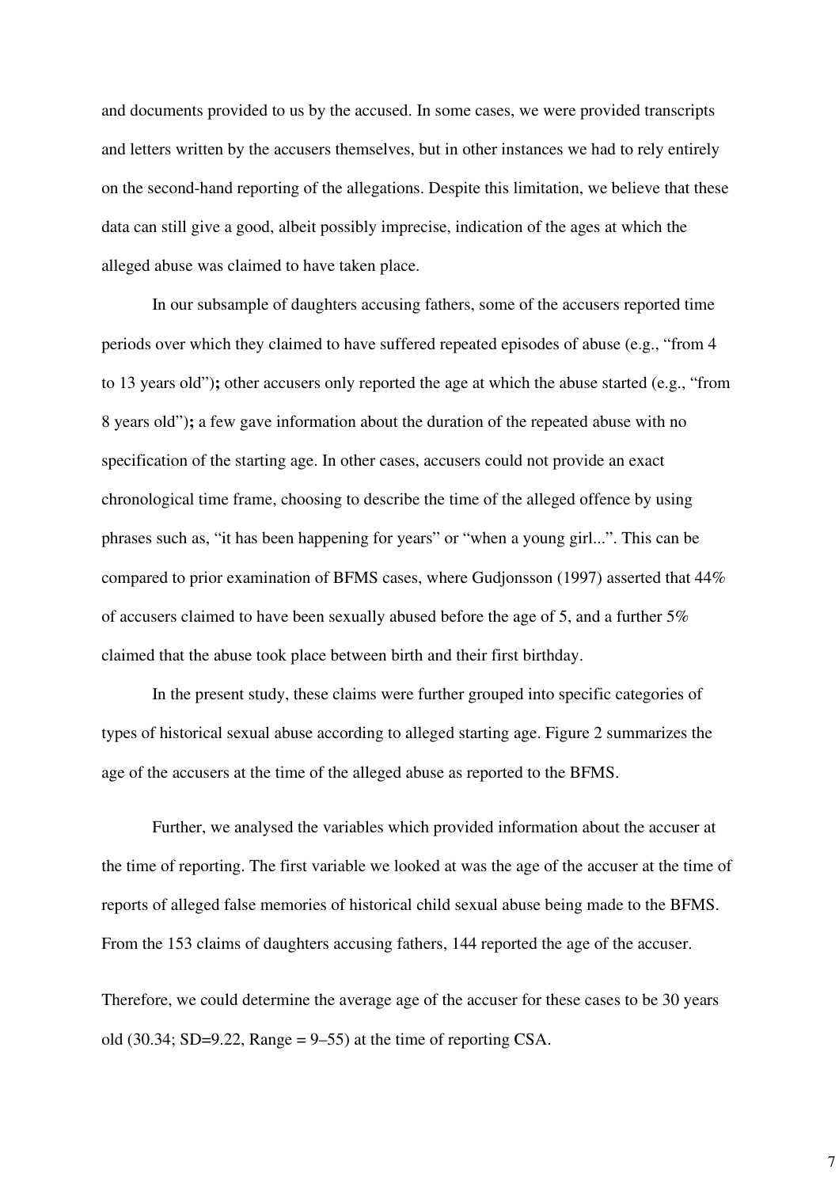and documents provided to us by the accused. In some cases, we were provided transcripts and letters written by the accusers themselves, but in other instances we had to rely entirely on the second-hand reporting of the allegations. Despite this limitation, we believe that these data can still give a good, albeit possibly imprecise, indication of the ages at which the alleged abuse was claimed to have taken place.

In our subsample of daughters accusing fathers, some of the accusers reported time periods over which they claimed to have suffered repeated episodes of abuse (e.g., “from 4 to 13 years old”)**;** other accusers only reported the age at which the abuse started (e.g., “from 8 years old”)**;** a few gave information about the duration of the repeated abuse with no specification of the starting age. In other cases, accusers could not provide an exact chronological time frame, choosing to describe the time of the alleged offence by using phrases such as, “it has been happening for years” or “when a young girl...”. This can be compared to prior examination of BFMS cases, where Gudjonsson (1997) asserted that 44% of accusers claimed to have been sexually abused before the age of 5, and a further 5% claimed that the abuse took place between birth and their first birthday.

In the present study, these claims were further grouped into specific categories of types of historical sexual abuse according to alleged starting age. Figure 2 summarizes the age of the accusers at the time of the alleged abuse as reported to the BFMS.

Further, we analysed the variables which provided information about the accuser at the time of reporting. The first variable we looked at was the age of the accuser at the time of reports of alleged false memories of historical child sexual abuse being made to the BFMS. From the 153 claims of daughters accusing fathers, 144 reported the age of the accuser.

Therefore, we could determine the average age of the accuser for these cases to be 30 years old (30.34; SD=9.22, Range = 9–55) at the time of reporting CSA.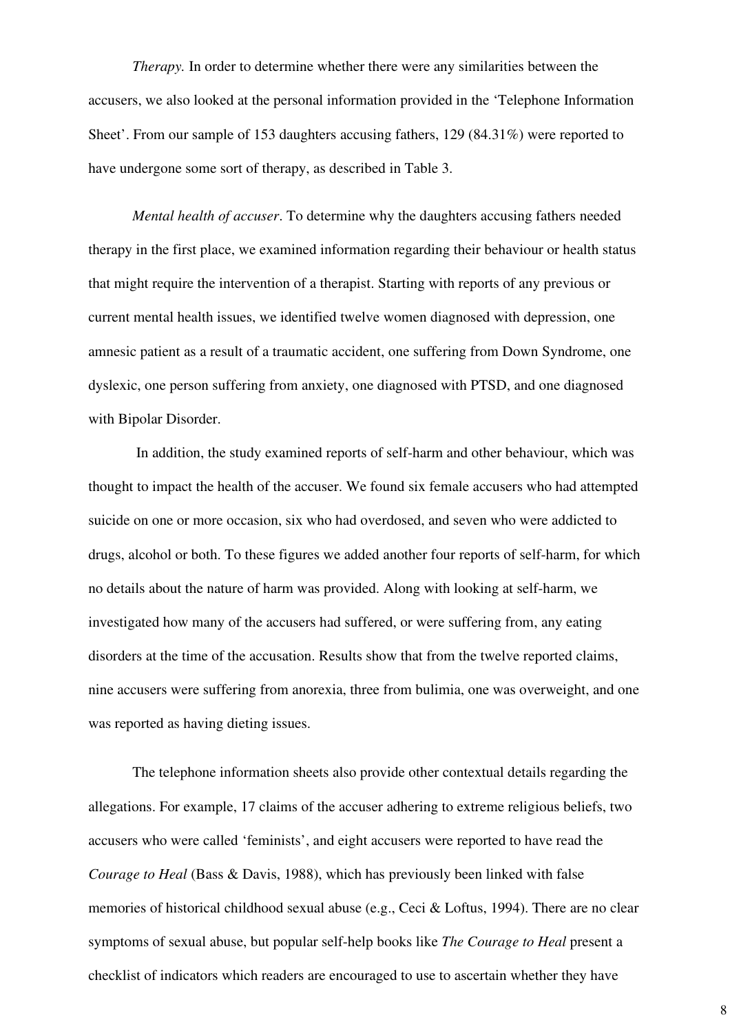*Therapy.* In order to determine whether there were any similarities between the accusers, we also looked at the personal information provided in the 'Telephone Information Sheet'. From our sample of 153 daughters accusing fathers, 129 (84.31%) were reported to have undergone some sort of therapy, as described in Table 3.

*Mental health of accuser*. To determine why the daughters accusing fathers needed therapy in the first place, we examined information regarding their behaviour or health status that might require the intervention of a therapist. Starting with reports of any previous or current mental health issues, we identified twelve women diagnosed with depression, one amnesic patient as a result of a traumatic accident, one suffering from Down Syndrome, one dyslexic, one person suffering from anxiety, one diagnosed with PTSD, and one diagnosed with Bipolar Disorder.

In addition, the study examined reports of self-harm and other behaviour, which was thought to impact the health of the accuser. We found six female accusers who had attempted suicide on one or more occasion, six who had overdosed, and seven who were addicted to drugs, alcohol or both. To these figures we added another four reports of self-harm, for which no details about the nature of harm was provided. Along with looking at self-harm, we investigated how many of the accusers had suffered, or were suffering from, any eating disorders at the time of the accusation. Results show that from the twelve reported claims, nine accusers were suffering from anorexia, three from bulimia, one was overweight, and one was reported as having dieting issues.

The telephone information sheets also provide other contextual details regarding the allegations. For example, 17 claims of the accuser adhering to extreme religious beliefs, two accusers who were called 'feminists', and eight accusers were reported to have read the *Courage to Heal* (Bass & Davis, 1988), which has previously been linked with false memories of historical childhood sexual abuse (e.g., Ceci & Loftus, 1994). There are no clear symptoms of sexual abuse, but popular self-help books like *The Courage to Heal* present a checklist of indicators which readers are encouraged to use to ascertain whether they have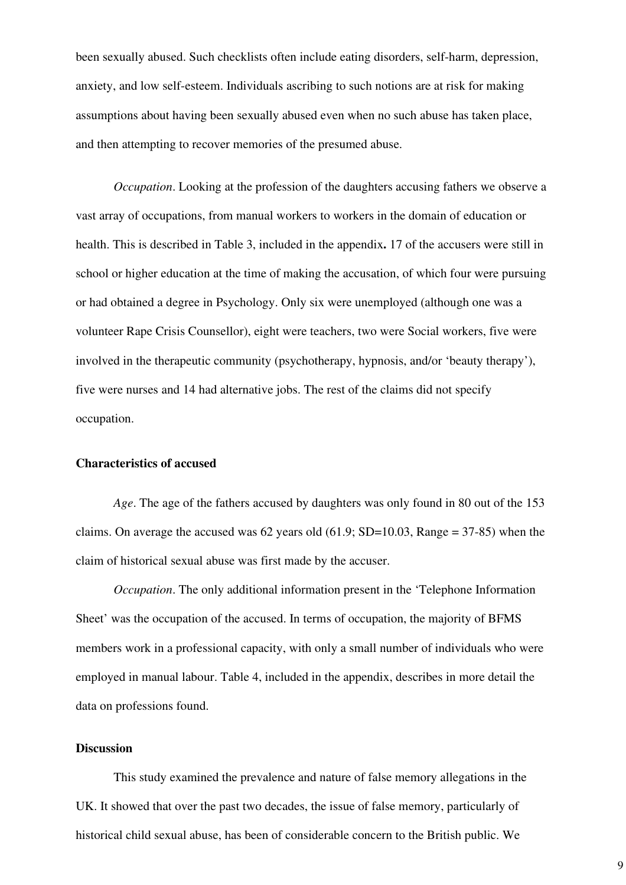been sexually abused. Such checklists often include eating disorders, self-harm, depression, anxiety, and low self-esteem. Individuals ascribing to such notions are at risk for making assumptions about having been sexually abused even when no such abuse has taken place, and then attempting to recover memories of the presumed abuse.

*Occupation*. Looking at the profession of the daughters accusing fathers we observe a vast array of occupations, from manual workers to workers in the domain of education or health. This is described in Table 3, included in the appendix**.** 17 of the accusers were still in school or higher education at the time of making the accusation, of which four were pursuing or had obtained a degree in Psychology. Only six were unemployed (although one was a volunteer Rape Crisis Counsellor), eight were teachers, two were Social workers, five were involved in the therapeutic community (psychotherapy, hypnosis, and/or 'beauty therapy'), five were nurses and 14 had alternative jobs. The rest of the claims did not specify occupation.

**Characteristics of accused**

*Age*. The age of the fathers accused by daughters was only found in 80 out of the 153 claims. On average the accused was 62 years old (61.9; SD=10.03, Range = 37-85) when the claim of historical sexual abuse was first made by the accuser.

*Occupation*. The only additional information present in the 'Telephone Information Sheet' was the occupation of the accused. In terms of occupation, the majority of BFMS members work in a professional capacity, with only a small number of individuals who were employed in manual labour. Table 4, included in the appendix, describes in more detail the data on professions found.

**Discussion**

This study examined the prevalence and nature of false memory allegations in the UK. It showed that over the past two decades, the issue of false memory, particularly of historical child sexual abuse, has been of considerable concern to the British public. We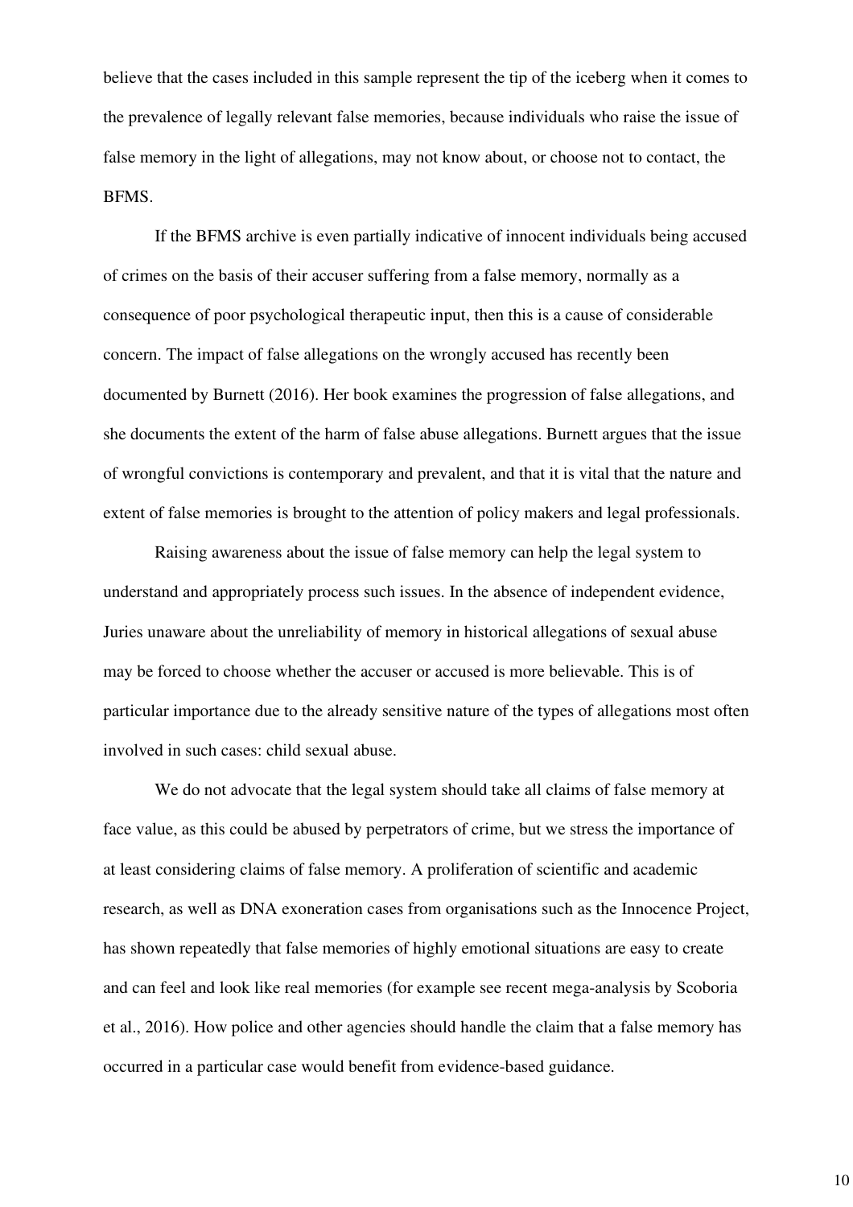believe that the cases included in this sample represent the tip of the iceberg when it comes to the prevalence of legally relevant false memories, because individuals who raise the issue of false memory in the light of allegations, may not know about, or choose not to contact, the BFMS.

If the BFMS archive is even partially indicative of innocent individuals being accused of crimes on the basis of their accuser suffering from a false memory, normally as a consequence of poor psychological therapeutic input, then this is a cause of considerable concern. The impact of false allegations on the wrongly accused has recently been documented by Burnett (2016). Her book examines the progression of false allegations, and she documents the extent of the harm of false abuse allegations. Burnett argues that the issue of wrongful convictions is contemporary and prevalent, and that it is vital that the nature and extent of false memories is brought to the attention of policy makers and legal professionals.

Raising awareness about the issue of false memory can help the legal system to understand and appropriately process such issues. In the absence of independent evidence, Juries unaware about the unreliability of memory in historical allegations of sexual abuse may be forced to choose whether the accuser or accused is more believable. This is of particular importance due to the already sensitive nature of the types of allegations most often involved in such cases: child sexual abuse.

We do not advocate that the legal system should take all claims of false memory at face value, as this could be abused by perpetrators of crime, but we stress the importance of at least considering claims of false memory. A proliferation of scientific and academic research, as well as DNA exoneration cases from organisations such as the Innocence Project, has shown repeatedly that false memories of highly emotional situations are easy to create and can feel and look like real memories (for example see recent mega-analysis by Scoboria et al., 2016). How police and other agencies should handle the claim that a false memory has occurred in a particular case would benefit from evidence-based guidance.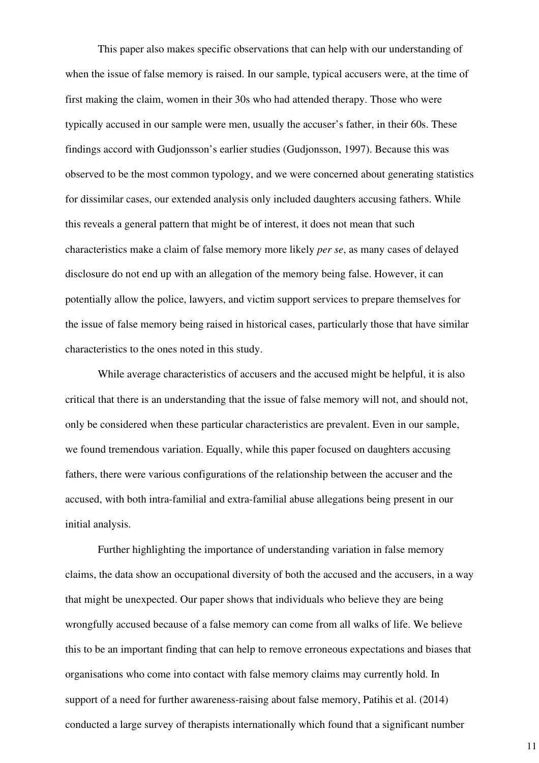This paper also makes specific observations that can help with our understanding of when the issue of false memory is raised. In our sample, typical accusers were, at the time of first making the claim, women in their 30s who had attended therapy. Those who were typically accused in our sample were men, usually the accuser's father, in their 60s. These findings accord with Gudjonsson's earlier studies (Gudjonsson, 1997). Because this was observed to be the most common typology, and we were concerned about generating statistics for dissimilar cases, our extended analysis only included daughters accusing fathers. While this reveals a general pattern that might be of interest, it does not mean that such characteristics make a claim of false memory more likely *per se*, as many cases of delayed disclosure do not end up with an allegation of the memory being false. However, it can potentially allow the police, lawyers, and victim support services to prepare themselves for the issue of false memory being raised in historical cases, particularly those that have similar characteristics to the ones noted in this study.

While average characteristics of accusers and the accused might be helpful, it is also critical that there is an understanding that the issue of false memory will not, and should not, only be considered when these particular characteristics are prevalent. Even in our sample, we found tremendous variation. Equally, while this paper focused on daughters accusing fathers, there were various configurations of the relationship between the accuser and the accused, with both intra-familial and extra-familial abuse allegations being present in our initial analysis.

Further highlighting the importance of understanding variation in false memory claims, the data show an occupational diversity of both the accused and the accusers, in a way that might be unexpected. Our paper shows that individuals who believe they are being wrongfully accused because of a false memory can come from all walks of life. We believe this to be an important finding that can help to remove erroneous expectations and biases that organisations who come into contact with false memory claims may currently hold. In support of a need for further awareness-raising about false memory, Patihis et al. (2014) conducted a large survey of therapists internationally which found that a significant number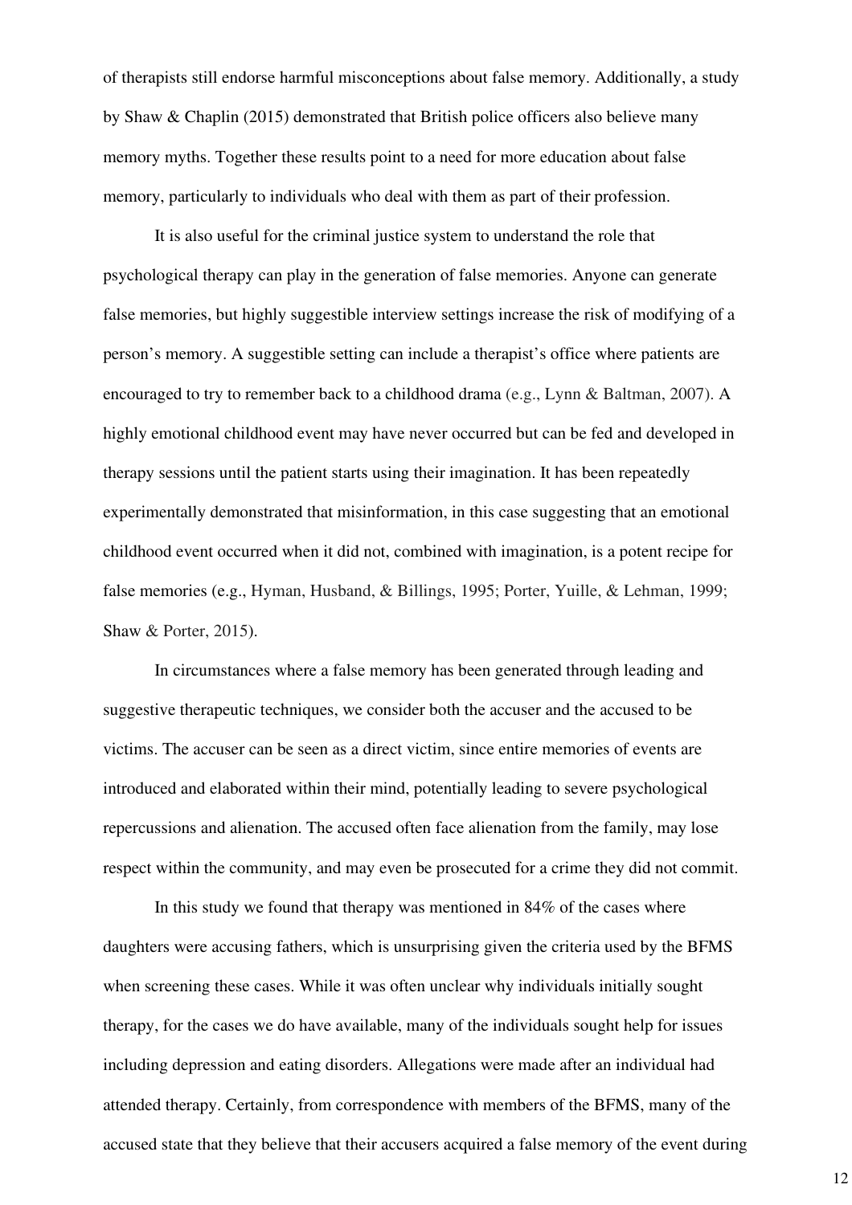of therapists still endorse harmful misconceptions about false memory. Additionally, a study by Shaw & Chaplin (2015) demonstrated that British police officers also believe many memory myths. Together these results point to a need for more education about false memory, particularly to individuals who deal with them as part of their profession.

It is also useful for the criminal justice system to understand the role that psychological therapy can play in the generation of false memories. Anyone can generate false memories, but highly suggestible interview settings increase the risk of modifying of a person's memory. A suggestible setting can include a therapist's office where patients are encouraged to try to remember back to a childhood drama (e.g., Lynn & Baltman, 2007). A highly emotional childhood event may have never occurred but can be fed and developed in therapy sessions until the patient starts using their imagination. It has been repeatedly experimentally demonstrated that misinformation, in this case suggesting that an emotional childhood event occurred when it did not, combined with imagination, is a potent recipe for false memories (e.g., Hyman, Husband, & Billings, 1995; Porter, Yuille, & Lehman, 1999; Shaw & Porter, 2015).

In circumstances where a false memory has been generated through leading and suggestive therapeutic techniques, we consider both the accuser and the accused to be victims. The accuser can be seen as a direct victim, since entire memories of events are introduced and elaborated within their mind, potentially leading to severe psychological repercussions and alienation. The accused often face alienation from the family, may lose respect within the community, and may even be prosecuted for a crime they did not commit.

In this study we found that therapy was mentioned in 84% of the cases where daughters were accusing fathers, which is unsurprising given the criteria used by the BFMS when screening these cases. While it was often unclear why individuals initially sought therapy, for the cases we do have available, many of the individuals sought help for issues including depression and eating disorders. Allegations were made after an individual had attended therapy. Certainly, from correspondence with members of the BFMS, many of the accused state that they believe that their accusers acquired a false memory of the event during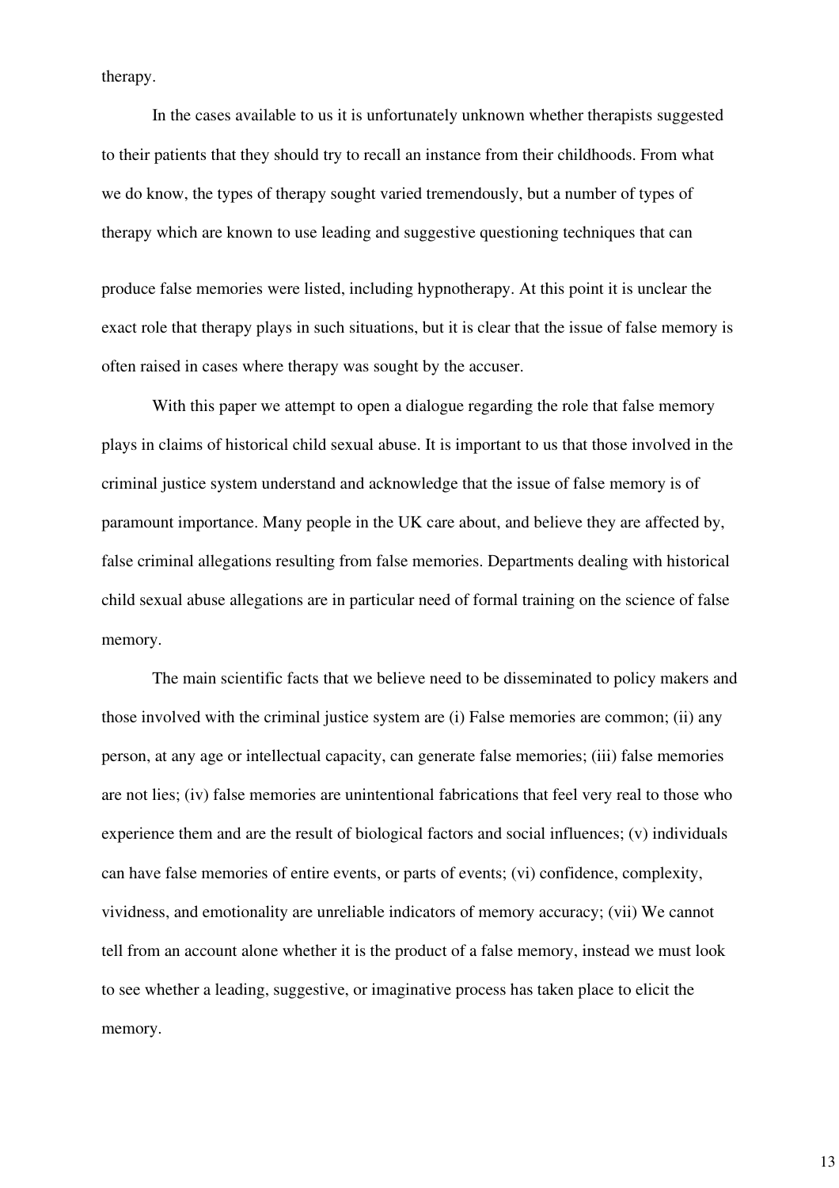therapy.

In the cases available to us it is unfortunately unknown whether therapists suggested to their patients that they should try to recall an instance from their childhoods. From what we do know, the types of therapy sought varied tremendously, but a number of types of therapy which are known to use leading and suggestive questioning techniques that can produce false memories were listed, including hypnotherapy. At this point it is unclear the exact role that therapy plays in such situations, but it is clear that the issue of false memory is often raised in cases where therapy was sought by the accuser.

With this paper we attempt to open a dialogue regarding the role that false memory plays in claims of historical child sexual abuse. It is important to us that those involved in the criminal justice system understand and acknowledge that the issue of false memory is of paramount importance. Many people in the UK care about, and believe they are affected by, false criminal allegations resulting from false memories. Departments dealing with historical child sexual abuse allegations are in particular need of formal training on the science of false memory.

The main scientific facts that we believe need to be disseminated to policy makers and those involved with the criminal justice system are (i) False memories are common; (ii) any person, at any age or intellectual capacity, can generate false memories; (iii) false memories are not lies; (iv) false memories are unintentional fabrications that feel very real to those who experience them and are the result of biological factors and social influences; (v) individuals can have false memories of entire events, or parts of events; (vi) confidence, complexity, vividness, and emotionality are unreliable indicators of memory accuracy; (vii) We cannot tell from an account alone whether it is the product of a false memory, instead we must look to see whether a leading, suggestive, or imaginative process has taken place to elicit the memory.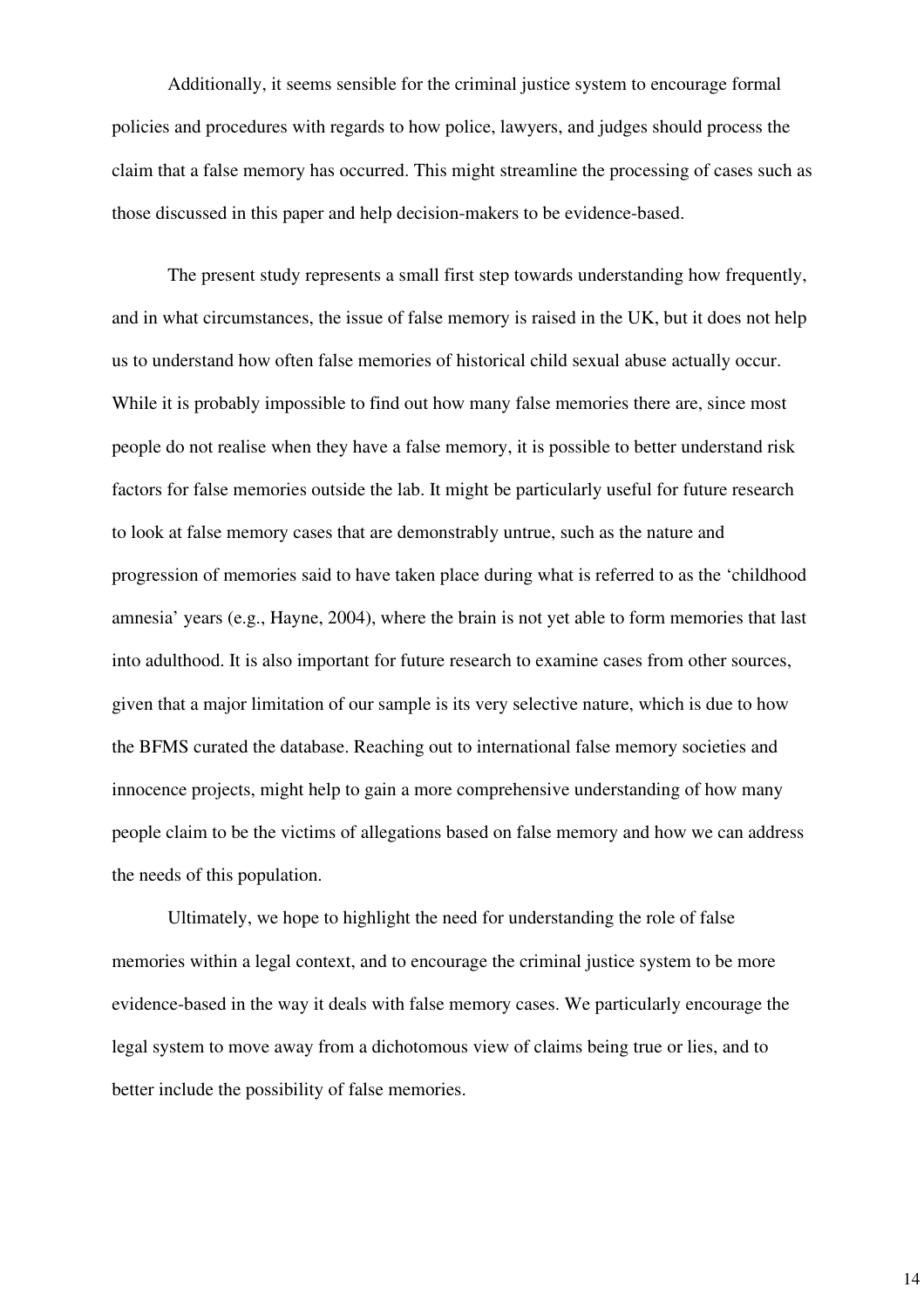Additionally, it seems sensible for the criminal justice system to encourage formal policies and procedures with regards to how police, lawyers, and judges should process the claim that a false memory has occurred. This might streamline the processing of cases such as those discussed in this paper and help decision-makers to be evidence-based.

The present study represents a small first step towards understanding how frequently, and in what circumstances, the issue of false memory is raised in the UK, but it does not help us to understand how often false memories of historical child sexual abuse actually occur. While it is probably impossible to find out how many false memories there are, since most people do not realise when they have a false memory, it is possible to better understand risk factors for false memories outside the lab. It might be particularly useful for future research to look at false memory cases that are demonstrably untrue, such as the nature and progression of memories said to have taken place during what is referred to as the 'childhood amnesia' years (e.g., Hayne, 2004), where the brain is not yet able to form memories that last into adulthood. It is also important for future research to examine cases from other sources, given that a major limitation of our sample is its very selective nature, which is due to how the BFMS curated the database. Reaching out to international false memory societies and innocence projects, might help to gain a more comprehensive understanding of how many people claim to be the victims of allegations based on false memory and how we can address the needs of this population.

Ultimately, we hope to highlight the need for understanding the role of false memories within a legal context, and to encourage the criminal justice system to be more evidence-based in the way it deals with false memory cases. We particularly encourage the legal system to move away from a dichotomous view of claims being true or lies, and to better include the possibility of false memories.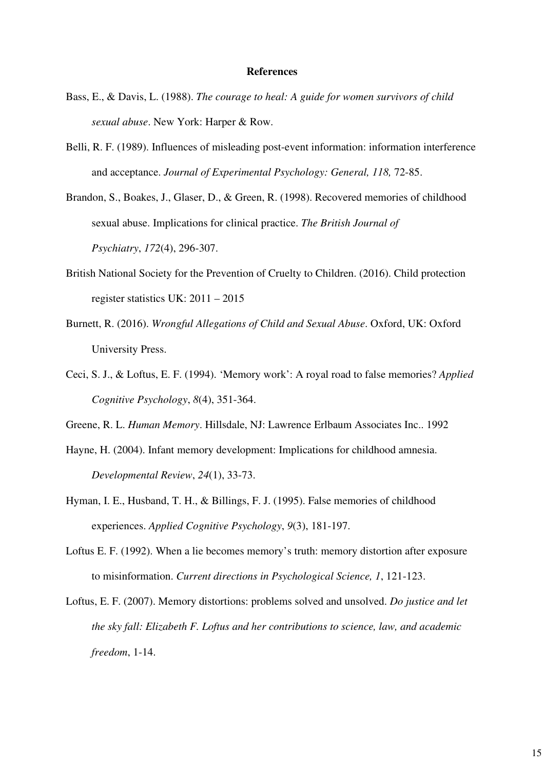**References**

Bass, E., & Davis, L. (1988). *The courage to heal: A guide for women survivors of child sexual abuse*. New York: Harper & Row.

Belli, R. F. (1989). Influences of misleading post-event information: information interference and acceptance. *Journal of Experimental Psychology: General, 118,* 72-85.

Brandon, S., Boakes, J., Glaser, D., & Green, R. (1998). Recovered memories of childhood sexual abuse. Implications for clinical practice. *The British Journal of Psychiatry*, *172*(4), 296-307.

British National Society for the Prevention of Cruelty to Children. (2016). Child protection register statistics UK: 2011 – 2015

Burnett, R. (2016). *Wrongful Allegations of Child and Sexual Abuse*. Oxford, UK: Oxford University Press.

Ceci, S. J., & Loftus, E. F. (1994). 'Memory work': A royal road to false memories? *Applied Cognitive Psychology*, *8*(4), 351-364.

Greene, R. L. *Human Memory*. Hillsdale, NJ: Lawrence Erlbaum Associates Inc.. 1992

Hayne, H. (2004). Infant memory development: Implications for childhood amnesia. *Developmental Review*, *24*(1), 33-73.

Hyman, I. E., Husband, T. H., & Billings, F. J. (1995). False memories of childhood experiences. *Applied Cognitive Psychology*, *9*(3), 181-197.

Loftus E. F. (1992). When a lie becomes memory's truth: memory distortion after exposure to misinformation. *Current directions in Psychological Science, 1*, 121-123.

Loftus, E. F. (2007). Memory distortions: problems solved and unsolved. *Do justice and let the sky fall: Elizabeth F. Loftus and her contributions to science, law, and academic freedom*, 1-14.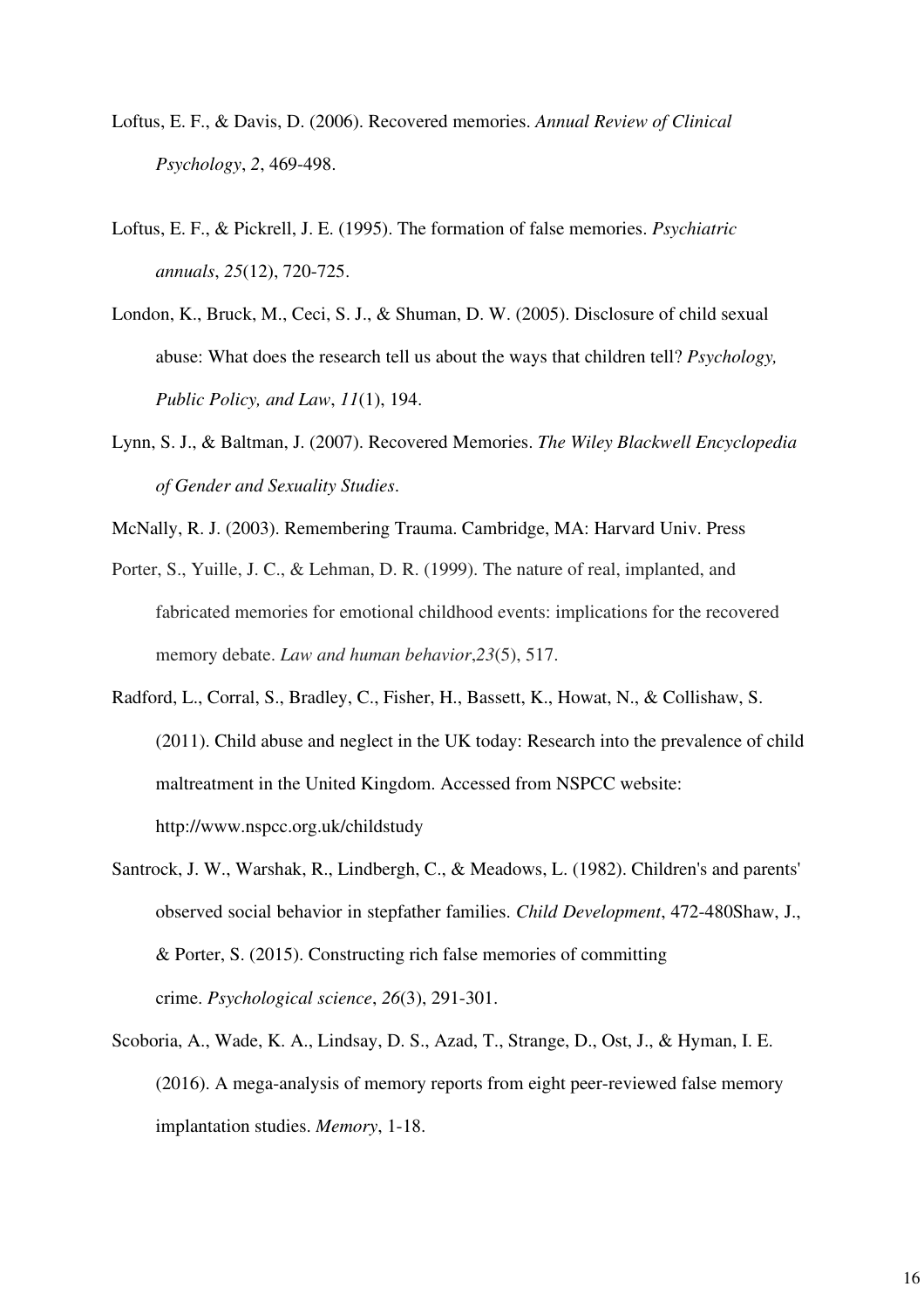Loftus, E. F., & Davis, D. (2006). Recovered memories. *Annual Review of Clinical Psychology*, *2*, 469-498.

Loftus, E. F., & Pickrell, J. E. (1995). The formation of false memories. *Psychiatric annuals*, *25*(12), 720-725.

London, K., Bruck, M., Ceci, S. J., & Shuman, D. W. (2005). Disclosure of child sexual abuse: What does the research tell us about the ways that children tell? *Psychology, Public Policy, and Law*, *11*(1), 194.

Lynn, S. J., & Baltman, J. (2007). Recovered Memories. *The Wiley Blackwell Encyclopedia of Gender and Sexuality Studies*.

McNally, R. J. (2003). Remembering Trauma. Cambridge, MA: Harvard Univ. Press

Porter, S., Yuille, J. C., & Lehman, D. R. (1999). The nature of real, implanted, and fabricated memories for emotional childhood events: implications for the recovered memory debate. *Law and human behavior*,*23*(5), 517.

Radford, L., Corral, S., Bradley, C., Fisher, H., Bassett, K., Howat, N., & Collishaw, S. (2011). Child abuse and neglect in the UK today: Research into the prevalence of child maltreatment in the United Kingdom. Accessed from NSPCC website: http://www.nspcc.org.uk/childstudy

Santrock, J. W., Warshak, R., Lindbergh, C., & Meadows, L. (1982). Children's and parents' observed social behavior in stepfather families. *Child Development*, 472-480Shaw, J., & Porter, S. (2015). Constructing rich false memories of committing crime. *Psychological science*, *26*(3), 291-301.

Scoboria, A., Wade, K. A., Lindsay, D. S., Azad, T., Strange, D., Ost, J., & Hyman, I. E. (2016). A mega-analysis of memory reports from eight peer-reviewed false memory implantation studies. *Memory*, 1-18.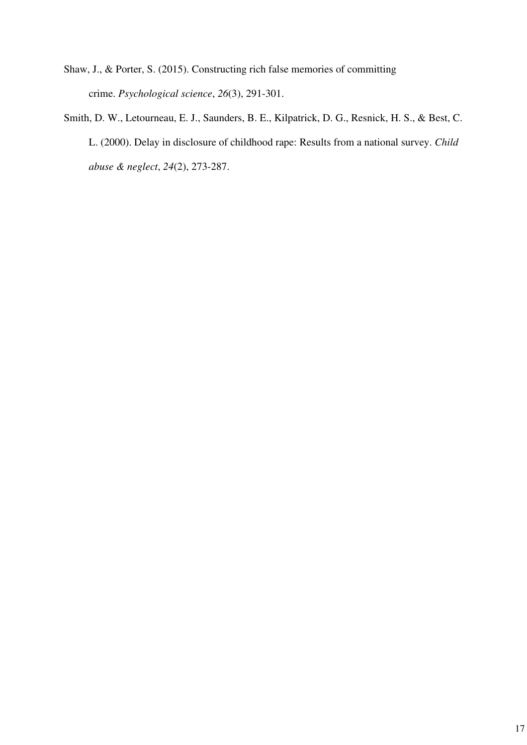Shaw, J., & Porter, S. (2015). Constructing rich false memories of committing crime. *Psychological science*, *26*(3), 291-301.

Smith, D. W., Letourneau, E. J., Saunders, B. E., Kilpatrick, D. G., Resnick, H. S., & Best, C. L. (2000). Delay in disclosure of childhood rape: Results from a national survey. *Child abuse & neglect*, *24*(2), 273-287.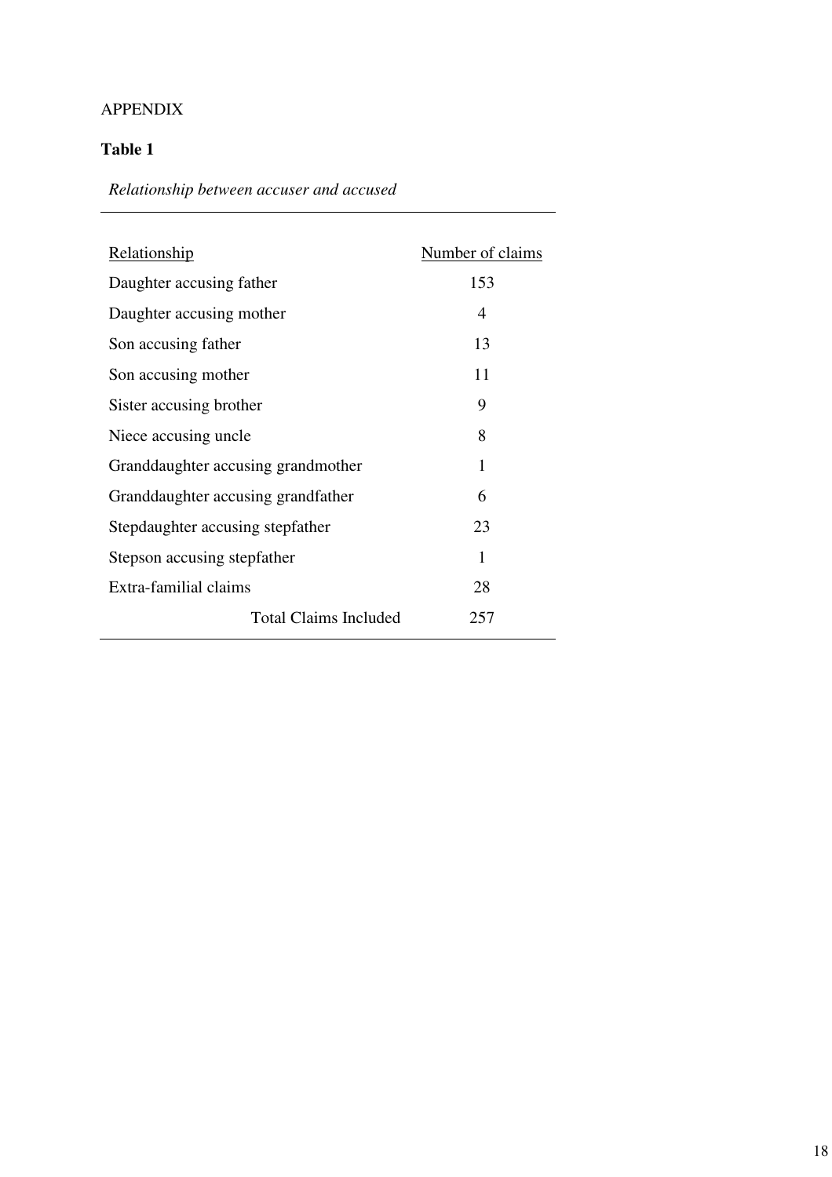APPENDIX

**Table 1**

*Relationship between accuser and accused*

| Relationship | Number of claims |
|---|---|
| Daughter accusing father | 153 |
| Daughter accusing mother | 4 |
| Son accusing father | 13 |
| Son accusing mother | 11 |
| Sister accusing brother | 9 |
| Niece accusing uncle | 8 |
| Granddaughter accusing grandmother | 1 |
| Granddaughter accusing grandfather | 6 |
| Stepdaughter accusing stepfather | 23 |
| Stepson accusing stepfather | 1 |
| Extra-familial claims | 28 |
| Total Claims Included | 257 |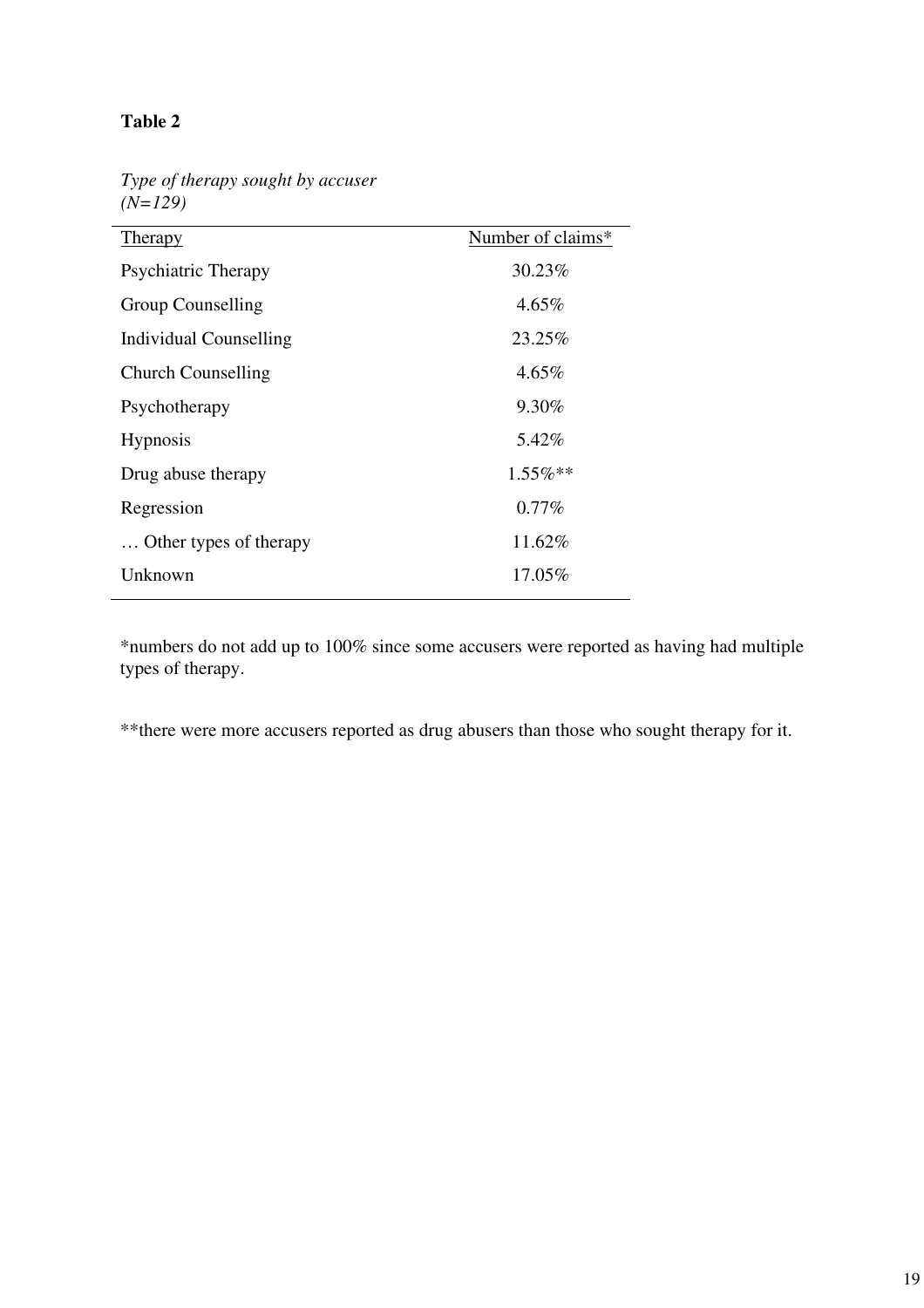**Table 2**

*Type of therapy sought by accuser (N=129)*

| Therapy | Number of claims* |
|---|---|
| Psychiatric Therapy | 30.23% |
| Group Counselling | 4.65% |
| Individual Counselling | 23.25% |
| Church Counselling | 4.65% |
| Psychotherapy | 9.30% |
| Hypnosis | 5.42% |
| Drug abuse therapy | 1.55%** |
| Regression | 0.77% |
| … Other types of therapy | 11.62% |
| Unknown | 17.05% |

*numbers do not add up to 100% since some accusers were reported as having had multiple types of therapy.

**there were more accusers reported as drug abusers than those who sought therapy for it.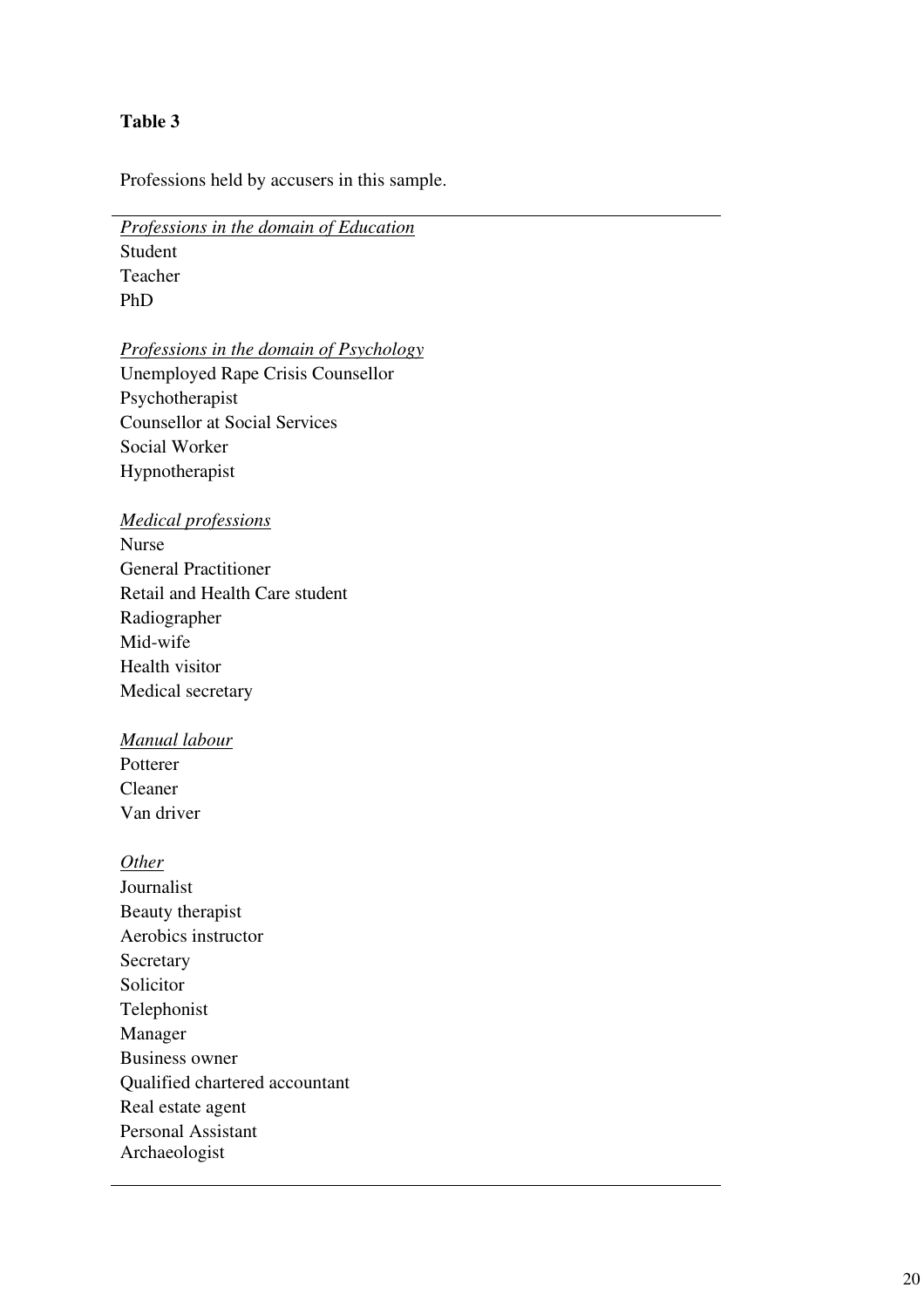**Table 3**

Professions held by accusers in this sample.

<u>*Professions in the domain of Education*</u>
Student
Teacher
PhD

<u>*Professions in the domain of Psychology*</u>
Unemployed Rape Crisis Counsellor
Psychotherapist
Counsellor at Social Services
Social Worker
Hypnotherapist

<u>*Medical professions*</u>
Nurse
General Practitioner
Retail and Health Care student
Radiographer
Mid-wife
Health visitor
Medical secretary

<u>*Manual labour*</u>
Potterer
Cleaner
Van driver

<u>*Other*</u>
Journalist
Beauty therapist
Aerobics instructor
Secretary
Solicitor
Telephonist
Manager
Business owner
Qualified chartered accountant
Real estate agent
Personal Assistant
Archaeologist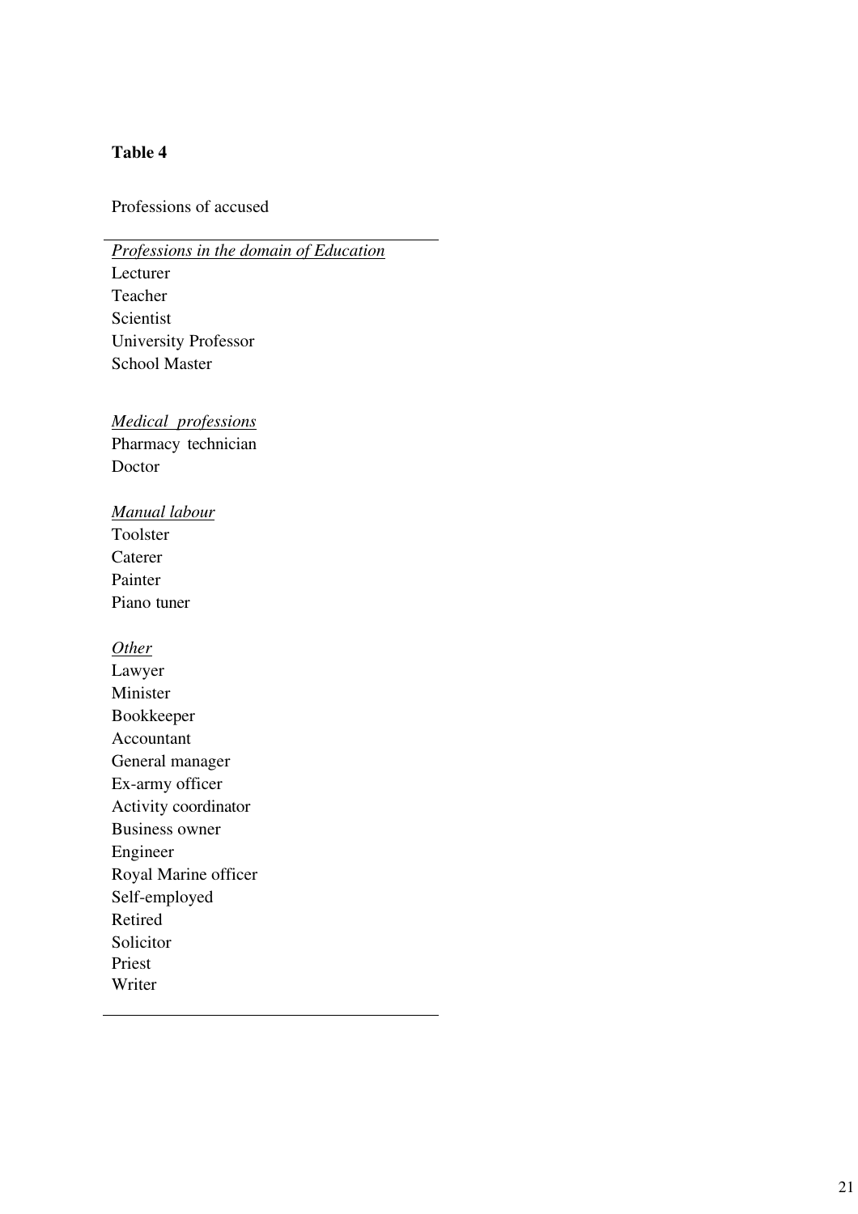**Table 4**

Professions of accused

| *Professions in the domain of Education* |
|---|
| Lecturer |
| Teacher |
| Scientist |
| University Professor |
| School Master |
| |
| *Medical professions* |
| Pharmacy technician |
| Doctor |
| |
| *Manual labour* |
| Toolster |
| Caterer |
| Painter |
| Piano tuner |
| |
| *Other* |
| Lawyer |
| Minister |
| Bookkeeper |
| Accountant |
| General manager |
| Ex-army officer |
| Activity coordinator |
| Business owner |
| Engineer |
| Royal Marine officer |
| Self-employed |
| Retired |
| Solicitor |
| Priest |
| Writer |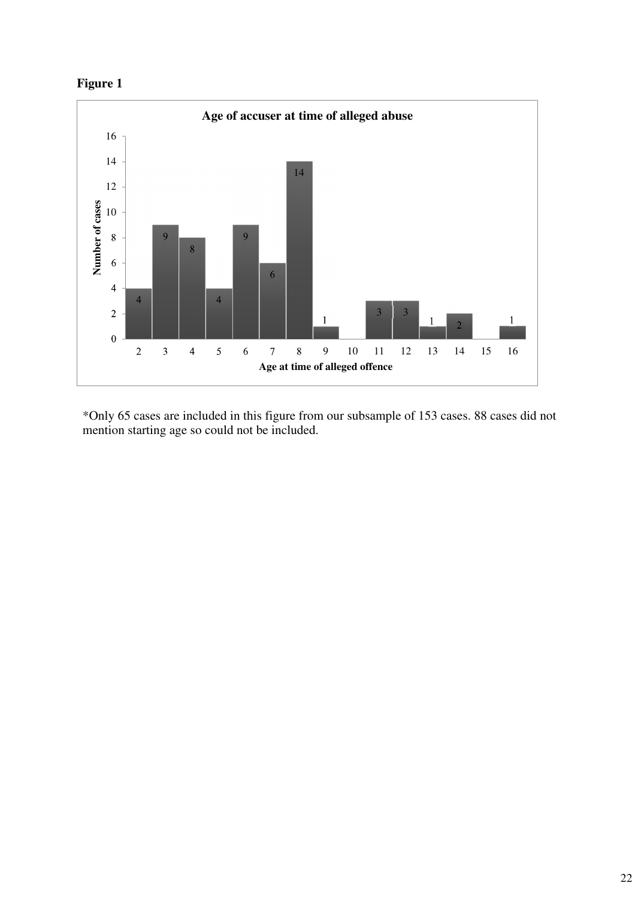**Figure 1**

| Age at time of alleged offence | Number of cases |
|---|---|
| 2 | 4 |
| 3 | 9 |
| 4 | 8 |
| 5 | 4 |
| 6 | 9 |
| 7 | 6 |
| 8 | 14 |
| 9 | 1 |
| 10 | |
| 11 | 3 |
| 12 | 3 |
| 13 | 1 |
| 14 | 2 |
| 15 | |
| 16 | 1 |

Age of accuser at time of alleged abuse

*Only 65 cases are included in this figure from our subsample of 153 cases. 88 cases did not mention starting age so could not be included.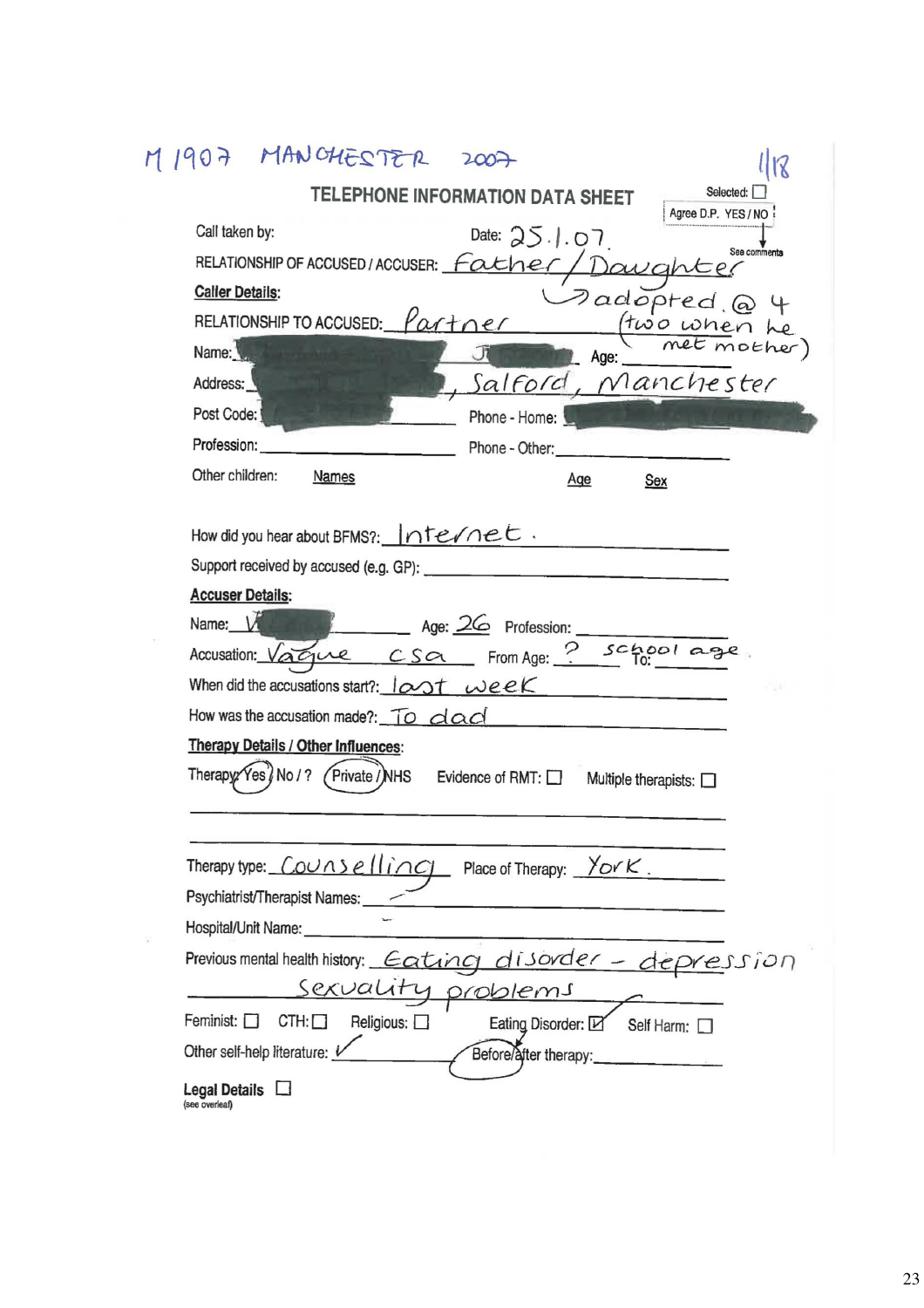M 1907 MANCHESTER 2007

1/18

## TELEPHONE INFORMATION DATA SHEET

Selected: ☐

Agree D.P. YES / NO

See comments

Call taken by: Date: 25.1.07

RELATIONSHIP OF ACCUSED / ACCUSER: Father / Daughter → adopted @ 4 (two when he met mother)

**Caller Details:**

RELATIONSHIP TO ACCUSED: Partner

Name: [redacted] J[redacted] Age:

Address: [redacted], Salford, Manchester

Post Code: [redacted] Phone - Home: [redacted]

Profession: Phone - Other:

Other children: Names Age Sex

How did you hear about BFMS?: Internet.

Support received by accused (e.g. GP):

**Accuser Details:**

Name: V[redacted] Age: 26 Profession:

Accusation: Vague CSA From Age: ? To: school age

When did the accusations start?: last week

How was the accusation made?: To dad

**Therapy Details / Other Influences:**

Therapy: (Yes) / No / ? (Private) / NHS Evidence of RMT: ☐ Multiple therapists: ☐

Therapy type: Counselling Place of Therapy: York.

Psychiatrist/Therapist Names: –

Hospital/Unit Name: –

Previous mental health history: Eating disorder – depression sexuality problems

Feminist: ☐ CTH: ☐ Religious: ☐ Eating Disorder: ☑ Self Harm: ☐

Other self-help literature: ✓ (Before)/after therapy:

**Legal Details** ☐ (see overleaf)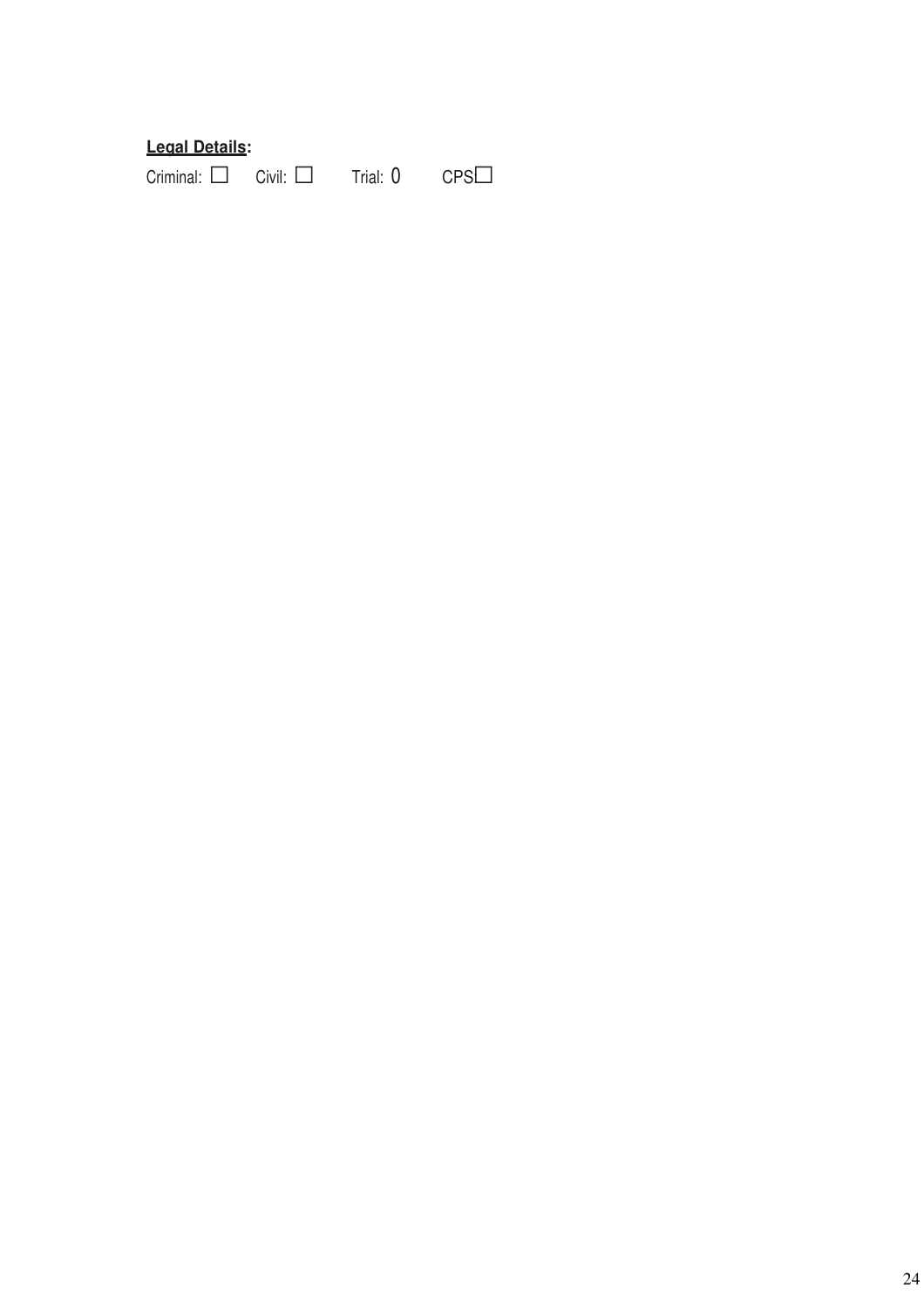**<u>Legal Details</u>:**

Criminal: ☐ Civil: ☐ Trial: 0 CPS☐